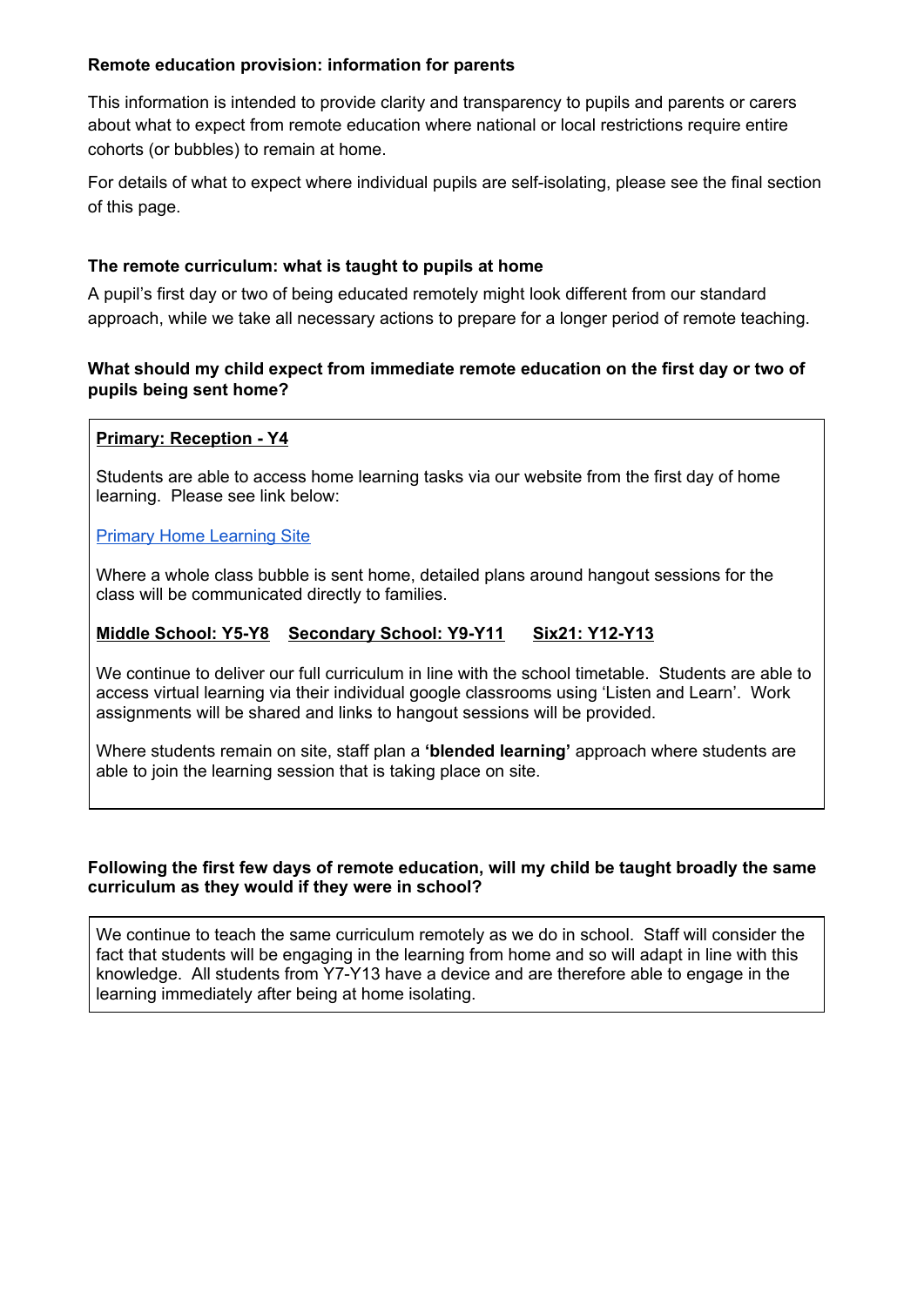## Remote education provision: information for parents

This information is intended to provide clarity and transparency to pupils and parents or carers about what to expect from remote education where national or local restrictions require entire cohorts (or bubbles) to remain at home.

For details of what to expect where individual pupils are self-isolating, please see the final section of this page.

### The remote curriculum: what is taught to pupils at home

A pupil's first day or two of being educated remotely might look different from our standard approach, while we take all necessary actions to prepare for a longer period of remote teaching.

### What should my child expect from immediate remote education on the first day or two of pupils being sent home?

**Primary: Reception - Y4**

Students are able to access home learning tasks via our website from the first day of home learning. Please see link below:

Primary Home Learning Site

Where a whole class bubble is sent home, detailed plans around hangout sessions for the class will be communicated directly to families.

**Middle School: Y5-Y8** **Secondary School: Y9-Y11** **Six21: Y12-Y13**

We continue to deliver our full curriculum in line with the school timetable. Students are able to access virtual learning via their individual google classrooms using 'Listen and Learn'. Work assignments will be shared and links to hangout sessions will be provided.

Where students remain on site, staff plan a **'blended learning'** approach where students are able to join the learning session that is taking place on site.

### Following the first few days of remote education, will my child be taught broadly the same curriculum as they would if they were in school?

We continue to teach the same curriculum remotely as we do in school. Staff will consider the fact that students will be engaging in the learning from home and so will adapt in line with this knowledge. All students from Y7-Y13 have a device and are therefore able to engage in the learning immediately after being at home isolating.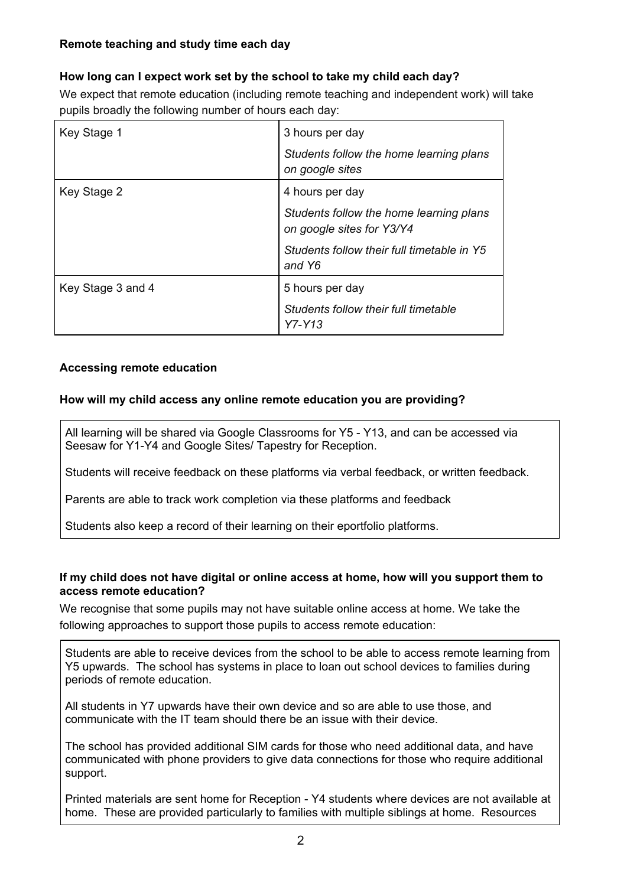### Remote teaching and study time each day

#### How long can I expect work set by the school to take my child each day?

We expect that remote education (including remote teaching and independent work) will take pupils broadly the following number of hours each day:

| Key Stage | Hours |
|---|---|
| Key Stage 1 | 3 hours per day<br>*Students follow the home learning plans on google sites* |
| Key Stage 2 | 4 hours per day<br>*Students follow the home learning plans on google sites for Y3/Y4*<br>*Students follow their full timetable in Y5 and Y6* |
| Key Stage 3 and 4 | 5 hours per day<br>*Students follow their full timetable Y7-Y13* |

### Accessing remote education

#### How will my child access any online remote education you are providing?

All learning will be shared via Google Classrooms for Y5 - Y13, and can be accessed via Seesaw for Y1-Y4 and Google Sites/ Tapestry for Reception.

Students will receive feedback on these platforms via verbal feedback, or written feedback.

Parents are able to track work completion via these platforms and feedback

Students also keep a record of their learning on their eportfolio platforms.

#### If my child does not have digital or online access at home, how will you support them to access remote education?

We recognise that some pupils may not have suitable online access at home. We take the following approaches to support those pupils to access remote education:

Students are able to receive devices from the school to be able to access remote learning from Y5 upwards. The school has systems in place to loan out school devices to families during periods of remote education.

All students in Y7 upwards have their own device and so are able to use those, and communicate with the IT team should there be an issue with their device.

The school has provided additional SIM cards for those who need additional data, and have communicated with phone providers to give data connections for those who require additional support.

Printed materials are sent home for Reception - Y4 students where devices are not available at home. These are provided particularly to families with multiple siblings at home. Resources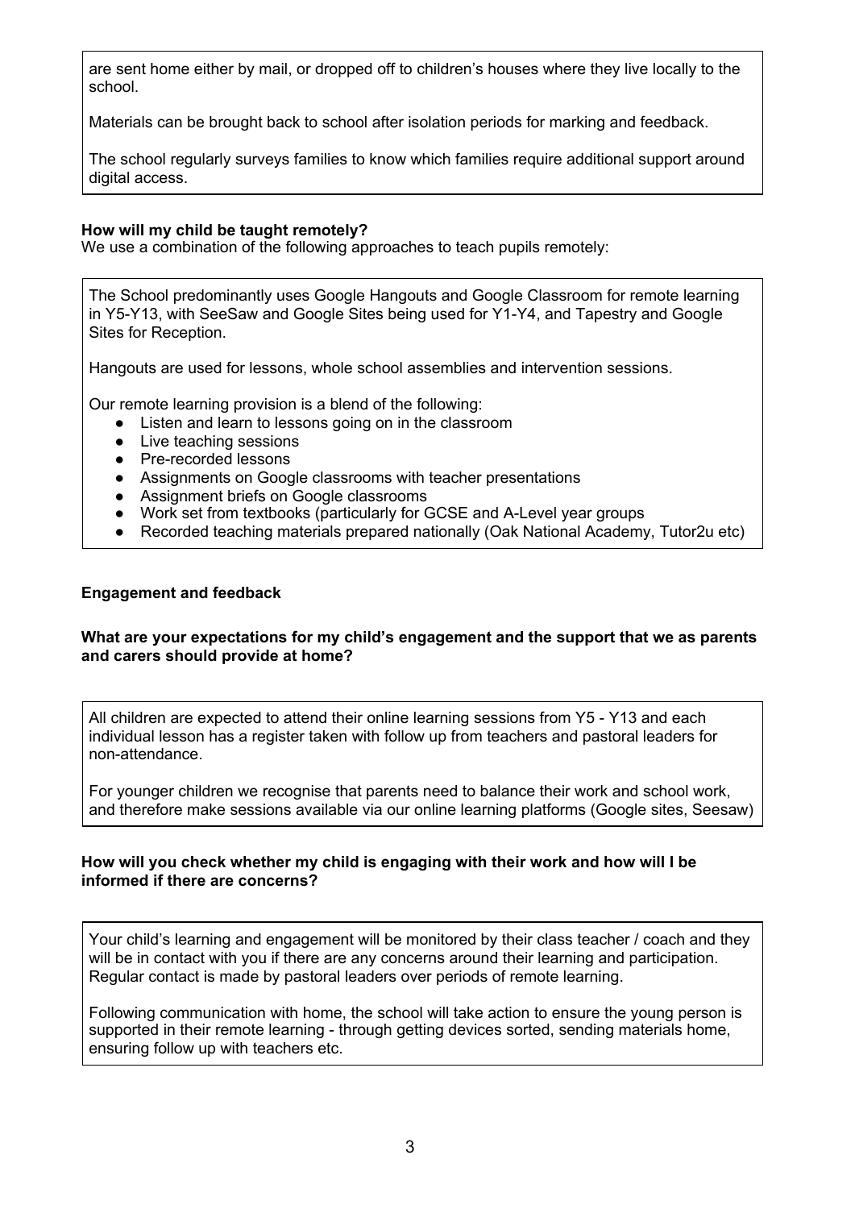are sent home either by mail, or dropped off to children's houses where they live locally to the school.

Materials can be brought back to school after isolation periods for marking and feedback.

The school regularly surveys families to know which families require additional support around digital access.

**How will my child be taught remotely?**

We use a combination of the following approaches to teach pupils remotely:

The School predominantly uses Google Hangouts and Google Classroom for remote learning in Y5-Y13, with SeeSaw and Google Sites being used for Y1-Y4, and Tapestry and Google Sites for Reception.

Hangouts are used for lessons, whole school assemblies and intervention sessions.

Our remote learning provision is a blend of the following:

- Listen and learn to lessons going on in the classroom
- Live teaching sessions
- Pre-recorded lessons
- Assignments on Google classrooms with teacher presentations
- Assignment briefs on Google classrooms
- Work set from textbooks (particularly for GCSE and A-Level year groups
- Recorded teaching materials prepared nationally (Oak National Academy, Tutor2u etc)

**Engagement and feedback**

**What are your expectations for my child's engagement and the support that we as parents and carers should provide at home?**

All children are expected to attend their online learning sessions from Y5 - Y13 and each individual lesson has a register taken with follow up from teachers and pastoral leaders for non-attendance.

For younger children we recognise that parents need to balance their work and school work, and therefore make sessions available via our online learning platforms (Google sites, Seesaw)

**How will you check whether my child is engaging with their work and how will I be informed if there are concerns?**

Your child's learning and engagement will be monitored by their class teacher / coach and they will be in contact with you if there are any concerns around their learning and participation. Regular contact is made by pastoral leaders over periods of remote learning.

Following communication with home, the school will take action to ensure the young person is supported in their remote learning - through getting devices sorted, sending materials home, ensuring follow up with teachers etc.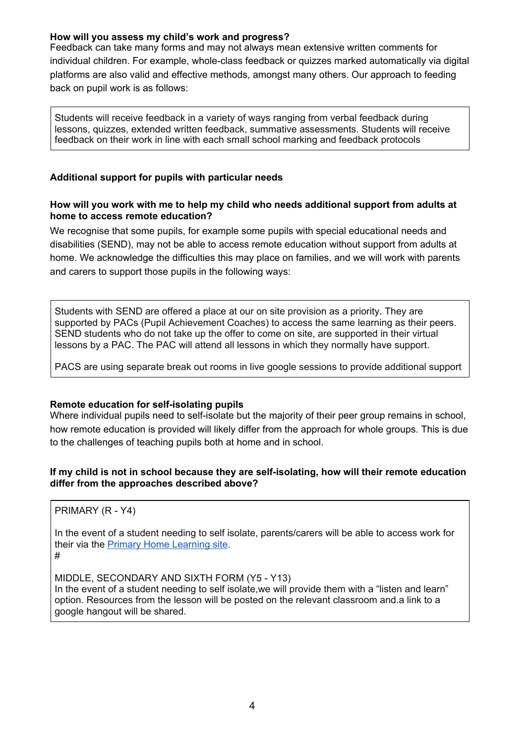**How will you assess my child's work and progress?**

Feedback can take many forms and may not always mean extensive written comments for individual children. For example, whole-class feedback or quizzes marked automatically via digital platforms are also valid and effective methods, amongst many others. Our approach to feeding back on pupil work is as follows:

> Students will receive feedback in a variety of ways ranging from verbal feedback during lessons, quizzes, extended written feedback, summative assessments. Students will receive feedback on their work in line with each small school marking and feedback protocols

**Additional support for pupils with particular needs**

**How will you work with me to help my child who needs additional support from adults at home to access remote education?**

We recognise that some pupils, for example some pupils with special educational needs and disabilities (SEND), may not be able to access remote education without support from adults at home. We acknowledge the difficulties this may place on families, and we will work with parents and carers to support those pupils in the following ways:

> Students with SEND are offered a place at our on site provision as a priority. They are supported by PACs (Pupil Achievement Coaches) to access the same learning as their peers. SEND students who do not take up the offer to come on site, are supported in their virtual lessons by a PAC. The PAC will attend all lessons in which they normally have support.
>
> PACS are using separate break out rooms in live google sessions to provide additional support

**Remote education for self-isolating pupils**

Where individual pupils need to self-isolate but the majority of their peer group remains in school, how remote education is provided will likely differ from the approach for whole groups. This is due to the challenges of teaching pupils both at home and in school.

**If my child is not in school because they are self-isolating, how will their remote education differ from the approaches described above?**

> PRIMARY (R - Y4)
>
> In the event of a student needing to self isolate, parents/carers will be able to access work for their via the Primary Home Learning site.
> #
>
> MIDDLE, SECONDARY AND SIXTH FORM (Y5 - Y13)
> In the event of a student needing to self isolate,we will provide them with a "listen and learn" option. Resources from the lesson will be posted on the relevant classroom and.a link to a google hangout will be shared.